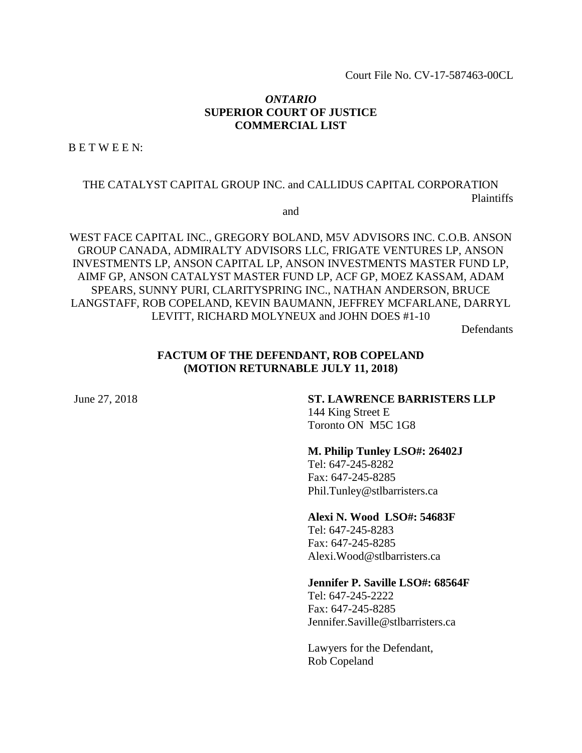Court File No. CV-17-587463-00CL

***ONTARIO***
**SUPERIOR COURT OF JUSTICE**
**COMMERCIAL LIST**

B E T W E E N:

THE CATALYST CAPITAL GROUP INC. and CALLIDUS CAPITAL CORPORATION

Plaintiffs

and

WEST FACE CAPITAL INC., GREGORY BOLAND, M5V ADVISORS INC. C.O.B. ANSON GROUP CANADA, ADMIRALTY ADVISORS LLC, FRIGATE VENTURES LP, ANSON INVESTMENTS LP, ANSON CAPITAL LP, ANSON INVESTMENTS MASTER FUND LP, AIMF GP, ANSON CATALYST MASTER FUND LP, ACF GP, MOEZ KASSAM, ADAM SPEARS, SUNNY PURI, CLARITYSPRING INC., NATHAN ANDERSON, BRUCE LANGSTAFF, ROB COPELAND, KEVIN BAUMANN, JEFFREY MCFARLANE, DARRYL LEVITT, RICHARD MOLYNEUX and JOHN DOES #1-10

Defendants

**FACTUM OF THE DEFENDANT, ROB COPELAND**
**(MOTION RETURNABLE JULY 11, 2018)**

June 27, 2018

**ST. LAWRENCE BARRISTERS LLP**
144 King Street E
Toronto ON M5C 1G8

**M. Philip Tunley LSO#: 26402J**
Tel: 647-245-8282
Fax: 647-245-8285
Phil.Tunley@stlbarristers.ca

**Alexi N. Wood LSO#: 54683F**
Tel: 647-245-8283
Fax: 647-245-8285
Alexi.Wood@stlbarristers.ca

**Jennifer P. Saville LSO#: 68564F**
Tel: 647-245-2222
Fax: 647-245-8285
Jennifer.Saville@stlbarristers.ca

Lawyers for the Defendant,
Rob Copeland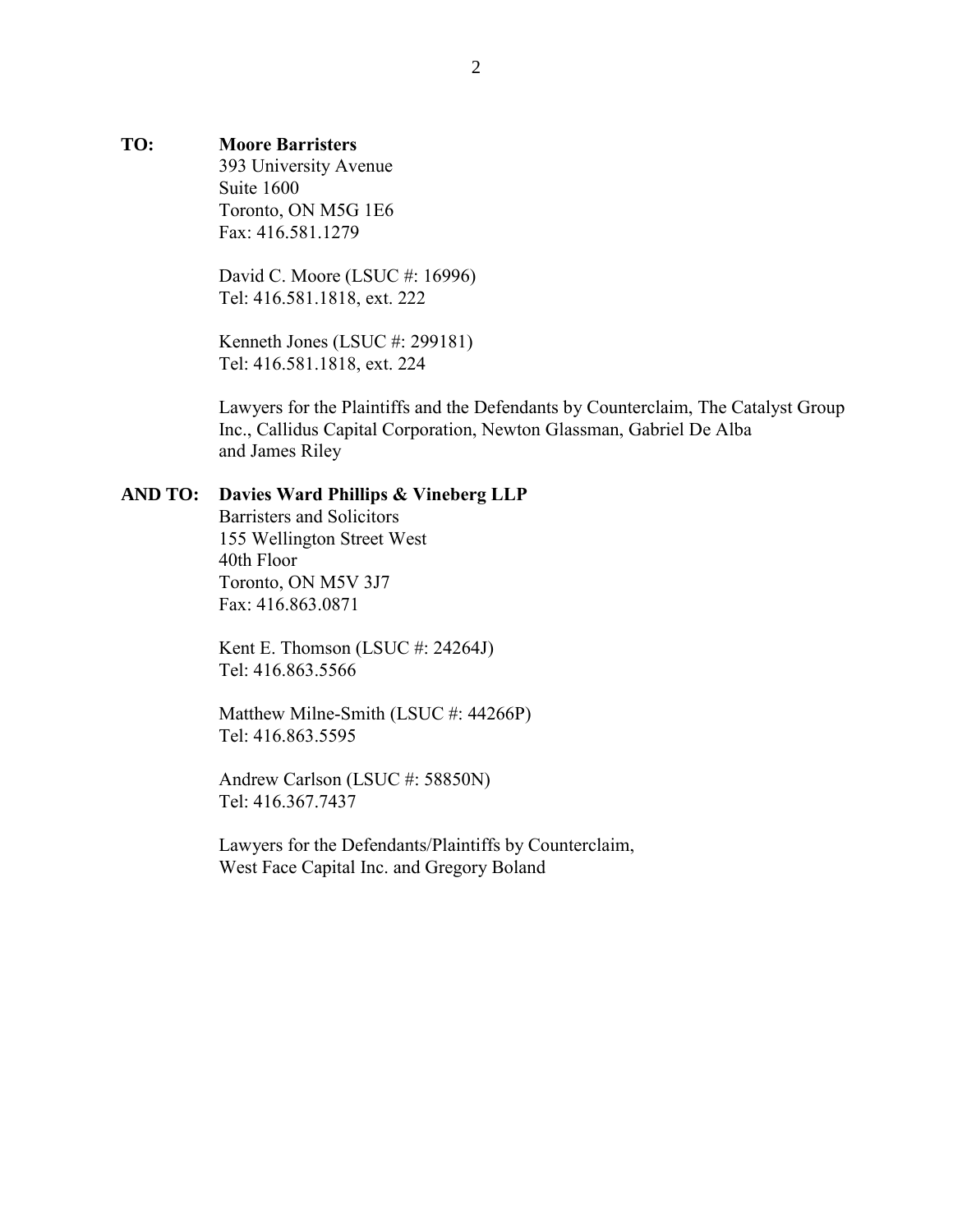**TO:** **Moore Barristers**
393 University Avenue
Suite 1600
Toronto, ON M5G 1E6
Fax: 416.581.1279

David C. Moore (LSUC #: 16996)
Tel: 416.581.1818, ext. 222

Kenneth Jones (LSUC #: 299181)
Tel: 416.581.1818, ext. 224

Lawyers for the Plaintiffs and the Defendants by Counterclaim, The Catalyst Group Inc., Callidus Capital Corporation, Newton Glassman, Gabriel De Alba and James Riley

**AND TO:** **Davies Ward Phillips & Vineberg LLP**
Barristers and Solicitors
155 Wellington Street West
40th Floor
Toronto, ON M5V 3J7
Fax: 416.863.0871

Kent E. Thomson (LSUC #: 24264J)
Tel: 416.863.5566

Matthew Milne-Smith (LSUC #: 44266P)
Tel: 416.863.5595

Andrew Carlson (LSUC #: 58850N)
Tel: 416.367.7437

Lawyers for the Defendants/Plaintiffs by Counterclaim, West Face Capital Inc. and Gregory Boland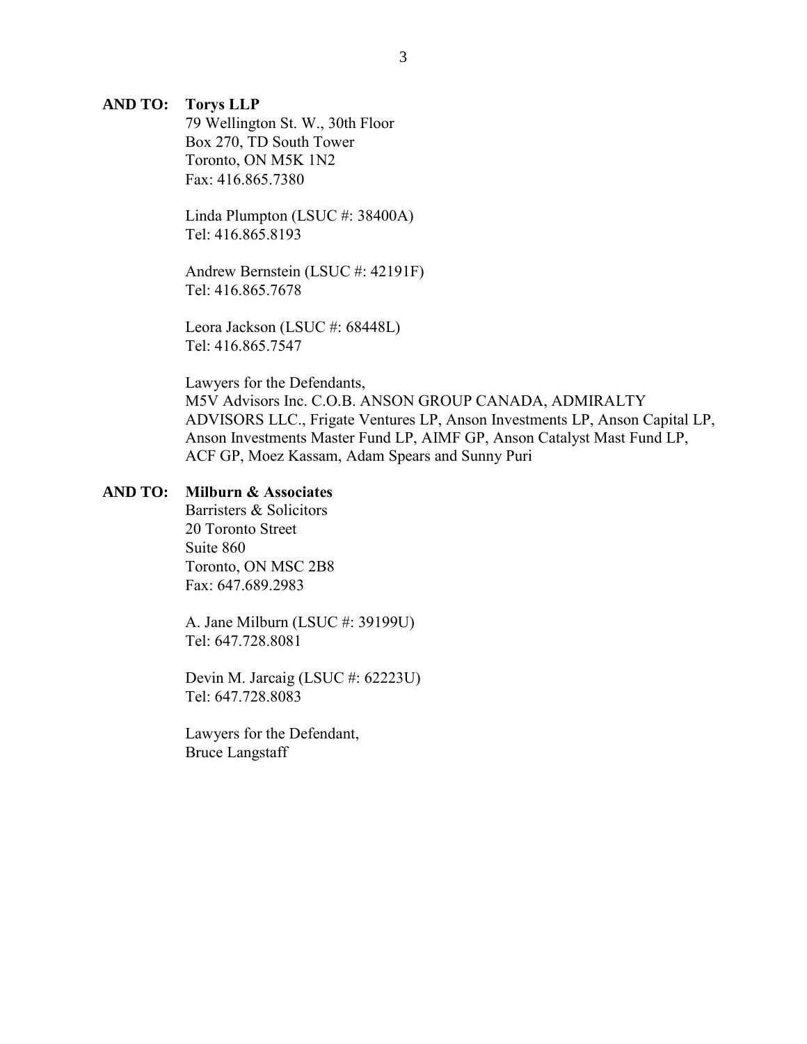**AND TO: Torys LLP**
79 Wellington St. W., 30th Floor
Box 270, TD South Tower
Toronto, ON M5K 1N2
Fax: 416.865.7380

Linda Plumpton (LSUC #: 38400A)
Tel: 416.865.8193

Andrew Bernstein (LSUC #: 42191F)
Tel: 416.865.7678

Leora Jackson (LSUC #: 68448L)
Tel: 416.865.7547

Lawyers for the Defendants,
M5V Advisors Inc. C.O.B. ANSON GROUP CANADA, ADMIRALTY ADVISORS LLC., Frigate Ventures LP, Anson Investments LP, Anson Capital LP, Anson Investments Master Fund LP, AIMF GP, Anson Catalyst Mast Fund LP, ACF GP, Moez Kassam, Adam Spears and Sunny Puri

**AND TO: Milburn & Associates**
Barristers & Solicitors
20 Toronto Street
Suite 860
Toronto, ON MSC 2B8
Fax: 647.689.2983

A. Jane Milburn (LSUC #: 39199U)
Tel: 647.728.8081

Devin M. Jarcaig (LSUC #: 62223U)
Tel: 647.728.8083

Lawyers for the Defendant,
Bruce Langstaff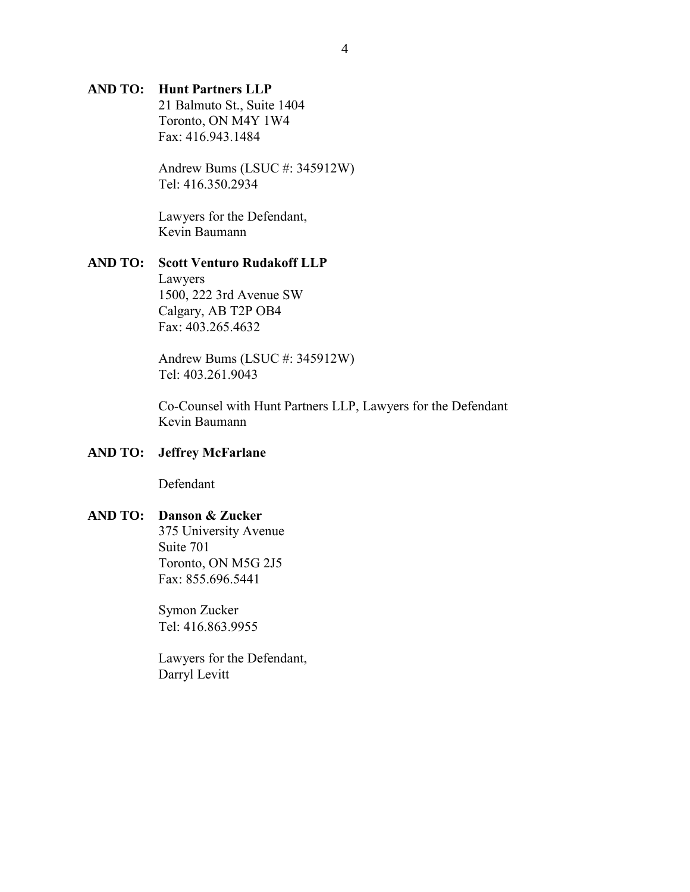**AND TO: Hunt Partners LLP**
21 Balmuto St., Suite 1404
Toronto, ON M4Y 1W4
Fax: 416.943.1484

Andrew Bums (LSUC #: 345912W)
Tel: 416.350.2934

Lawyers for the Defendant,
Kevin Baumann

**AND TO: Scott Venturo Rudakoff LLP**
Lawyers
1500, 222 3rd Avenue SW
Calgary, AB T2P OB4
Fax: 403.265.4632

Andrew Bums (LSUC #: 345912W)
Tel: 403.261.9043

Co-Counsel with Hunt Partners LLP, Lawyers for the Defendant
Kevin Baumann

**AND TO: Jeffrey McFarlane**

Defendant

**AND TO: Danson & Zucker**
375 University Avenue
Suite 701
Toronto, ON M5G 2J5
Fax: 855.696.5441

Symon Zucker
Tel: 416.863.9955

Lawyers for the Defendant,
Darryl Levitt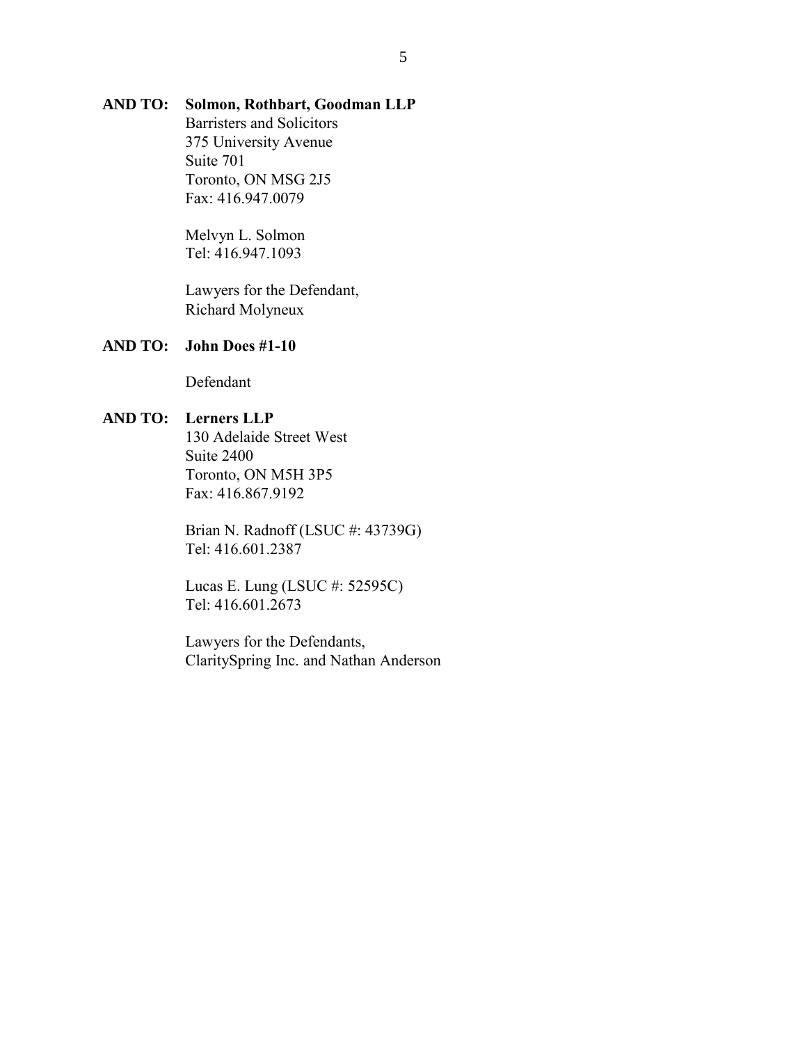**AND TO:** **Solmon, Rothbart, Goodman LLP**
Barristers and Solicitors
375 University Avenue
Suite 701
Toronto, ON MSG 2J5
Fax: 416.947.0079

Melvyn L. Solmon
Tel: 416.947.1093

Lawyers for the Defendant,
Richard Molyneux

**AND TO:** **John Does #1-10**

Defendant

**AND TO:** **Lerners LLP**
130 Adelaide Street West
Suite 2400
Toronto, ON M5H 3P5
Fax: 416.867.9192

Brian N. Radnoff (LSUC #: 43739G)
Tel: 416.601.2387

Lucas E. Lung (LSUC #: 52595C)
Tel: 416.601.2673

Lawyers for the Defendants,
ClaritySpring Inc. and Nathan Anderson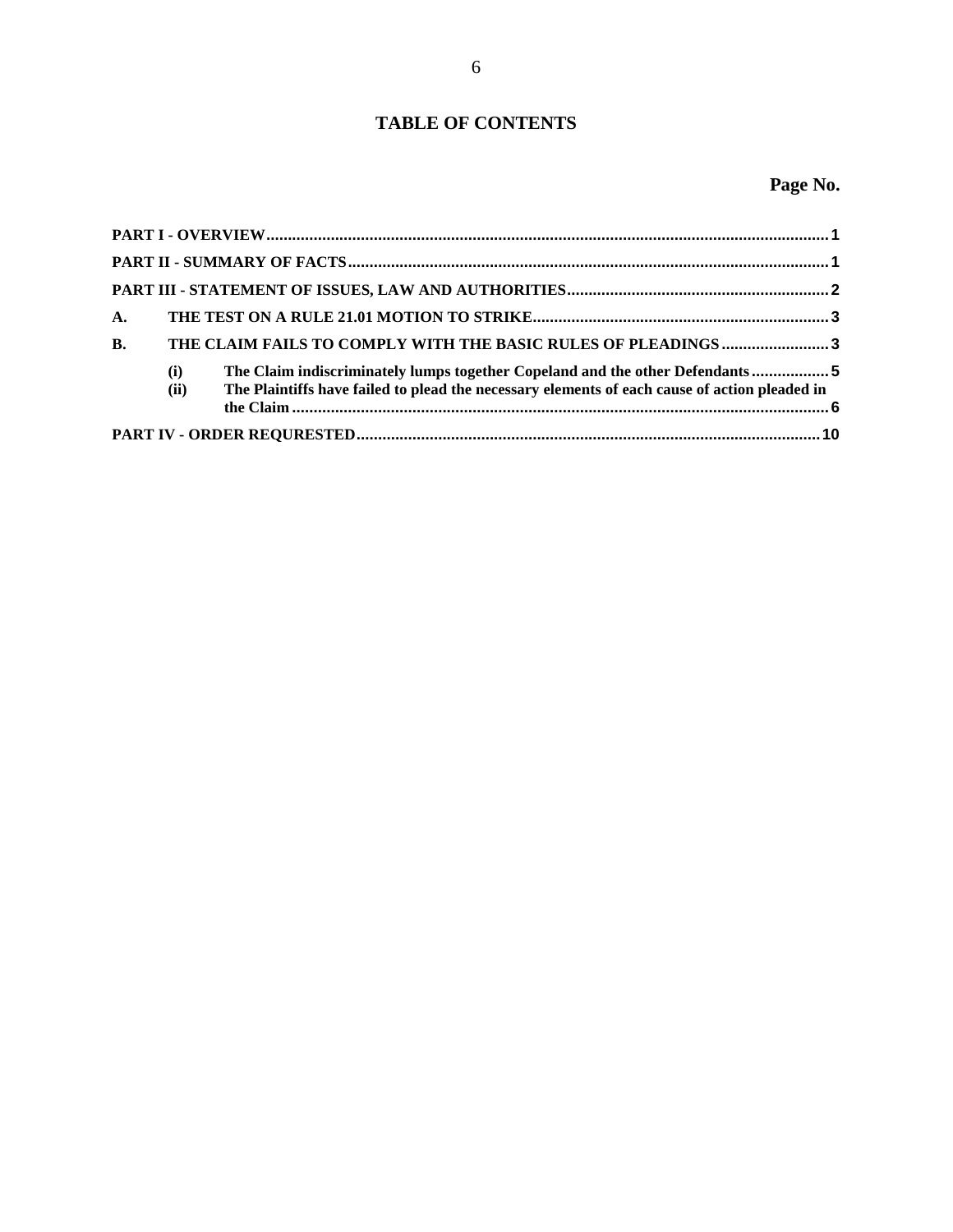# TABLE OF CONTENTS

**Page No.**

**PART I - OVERVIEW** .......... 1

**PART II - SUMMARY OF FACTS** .......... 1

**PART III - STATEMENT OF ISSUES, LAW AND AUTHORITIES** .......... 2

**A. THE TEST ON A RULE 21.01 MOTION TO STRIKE** .......... 3

**B. THE CLAIM FAILS TO COMPLY WITH THE BASIC RULES OF PLEADINGS** .......... 3

- **(i) The Claim indiscriminately lumps together Copeland and the other Defendants** .......... 5
- **(ii) The Plaintiffs have failed to plead the necessary elements of each cause of action pleaded in the Claim** .......... 6

**PART IV - ORDER REQURESTED** .......... 10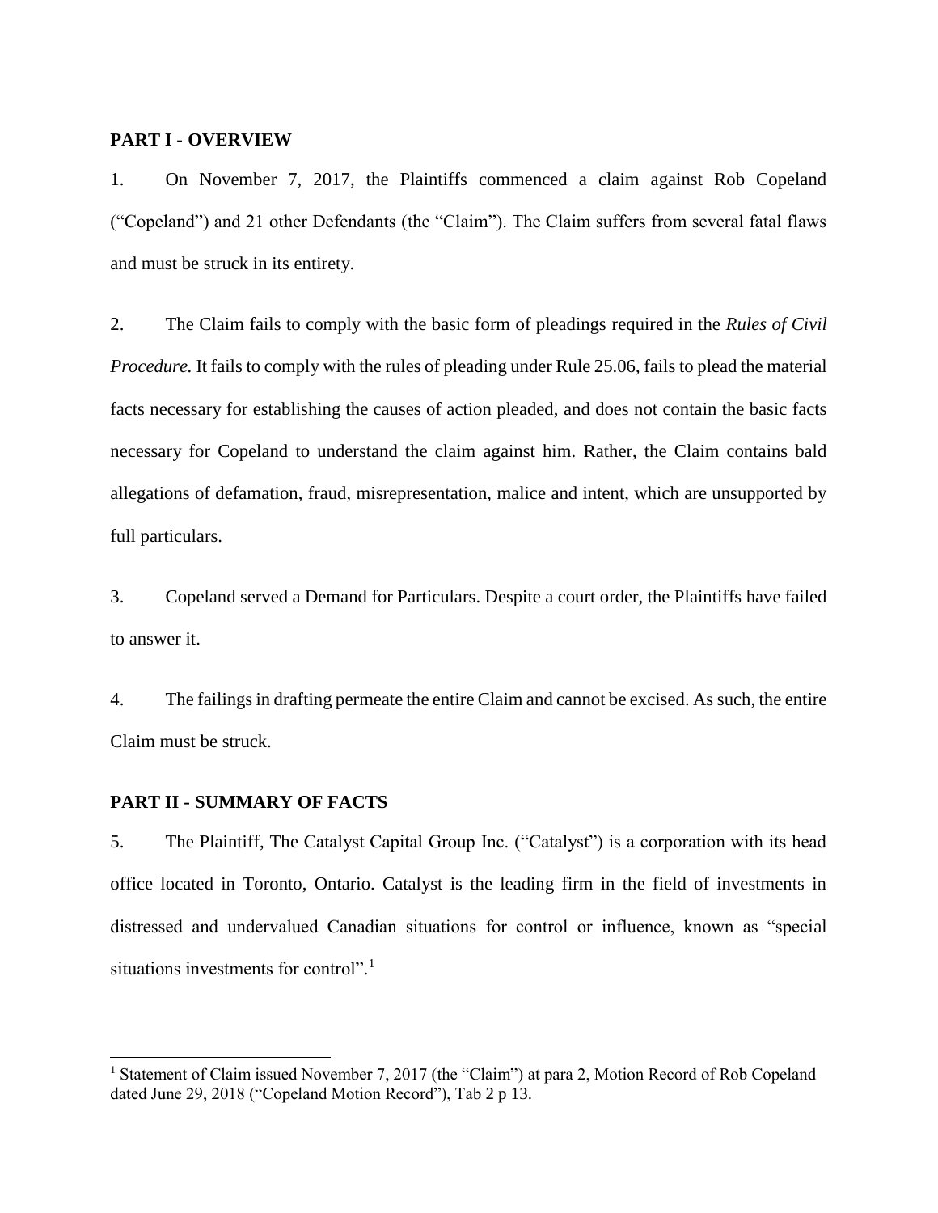**PART I - OVERVIEW**

1. On November 7, 2017, the Plaintiffs commenced a claim against Rob Copeland ("Copeland") and 21 other Defendants (the "Claim"). The Claim suffers from several fatal flaws and must be struck in its entirety.

2. The Claim fails to comply with the basic form of pleadings required in the *Rules of Civil Procedure.* It fails to comply with the rules of pleading under Rule 25.06, fails to plead the material facts necessary for establishing the causes of action pleaded, and does not contain the basic facts necessary for Copeland to understand the claim against him. Rather, the Claim contains bald allegations of defamation, fraud, misrepresentation, malice and intent, which are unsupported by full particulars.

3. Copeland served a Demand for Particulars. Despite a court order, the Plaintiffs have failed to answer it.

4. The failings in drafting permeate the entire Claim and cannot be excised. As such, the entire Claim must be struck.

**PART II - SUMMARY OF FACTS**

5. The Plaintiff, The Catalyst Capital Group Inc. ("Catalyst") is a corporation with its head office located in Toronto, Ontario. Catalyst is the leading firm in the field of investments in distressed and undervalued Canadian situations for control or influence, known as "special situations investments for control".[1]

---

[1] Statement of Claim issued November 7, 2017 (the "Claim") at para 2, Motion Record of Rob Copeland dated June 29, 2018 ("Copeland Motion Record"), Tab 2 p 13.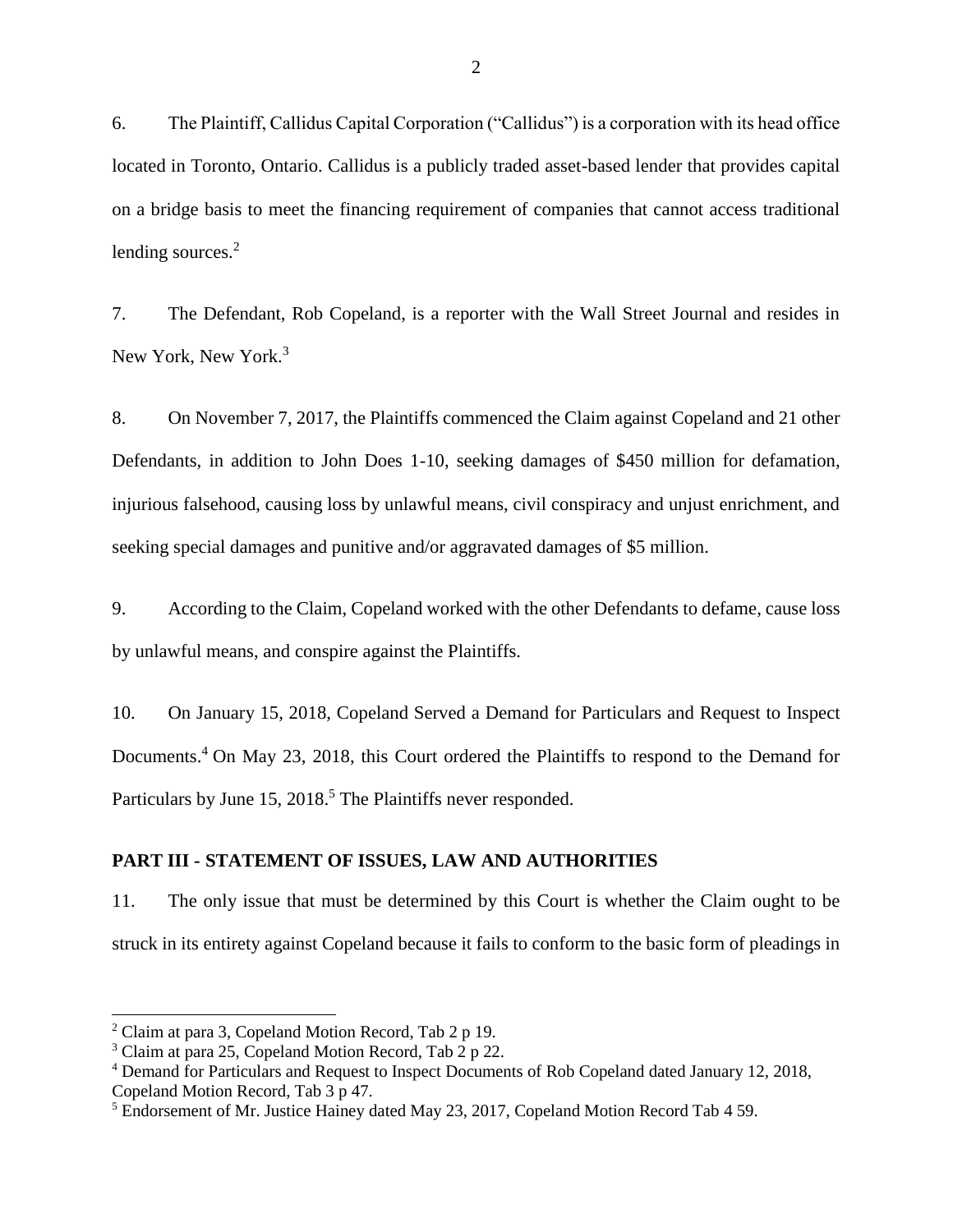6. The Plaintiff, Callidus Capital Corporation ("Callidus") is a corporation with its head office located in Toronto, Ontario. Callidus is a publicly traded asset-based lender that provides capital on a bridge basis to meet the financing requirement of companies that cannot access traditional lending sources.[2]

7. The Defendant, Rob Copeland, is a reporter with the Wall Street Journal and resides in New York, New York.[3]

8. On November 7, 2017, the Plaintiffs commenced the Claim against Copeland and 21 other Defendants, in addition to John Does 1-10, seeking damages of $450 million for defamation, injurious falsehood, causing loss by unlawful means, civil conspiracy and unjust enrichment, and seeking special damages and punitive and/or aggravated damages of $5 million.

9. According to the Claim, Copeland worked with the other Defendants to defame, cause loss by unlawful means, and conspire against the Plaintiffs.

10. On January 15, 2018, Copeland Served a Demand for Particulars and Request to Inspect Documents.[4] On May 23, 2018, this Court ordered the Plaintiffs to respond to the Demand for Particulars by June 15, 2018.[5] The Plaintiffs never responded.

## PART III - STATEMENT OF ISSUES, LAW AND AUTHORITIES

11. The only issue that must be determined by this Court is whether the Claim ought to be struck in its entirety against Copeland because it fails to conform to the basic form of pleadings in

---

[2] Claim at para 3, Copeland Motion Record, Tab 2 p 19.

[3] Claim at para 25, Copeland Motion Record, Tab 2 p 22.

[4] Demand for Particulars and Request to Inspect Documents of Rob Copeland dated January 12, 2018, Copeland Motion Record, Tab 3 p 47.

[5] Endorsement of Mr. Justice Hainey dated May 23, 2017, Copeland Motion Record Tab 4 59.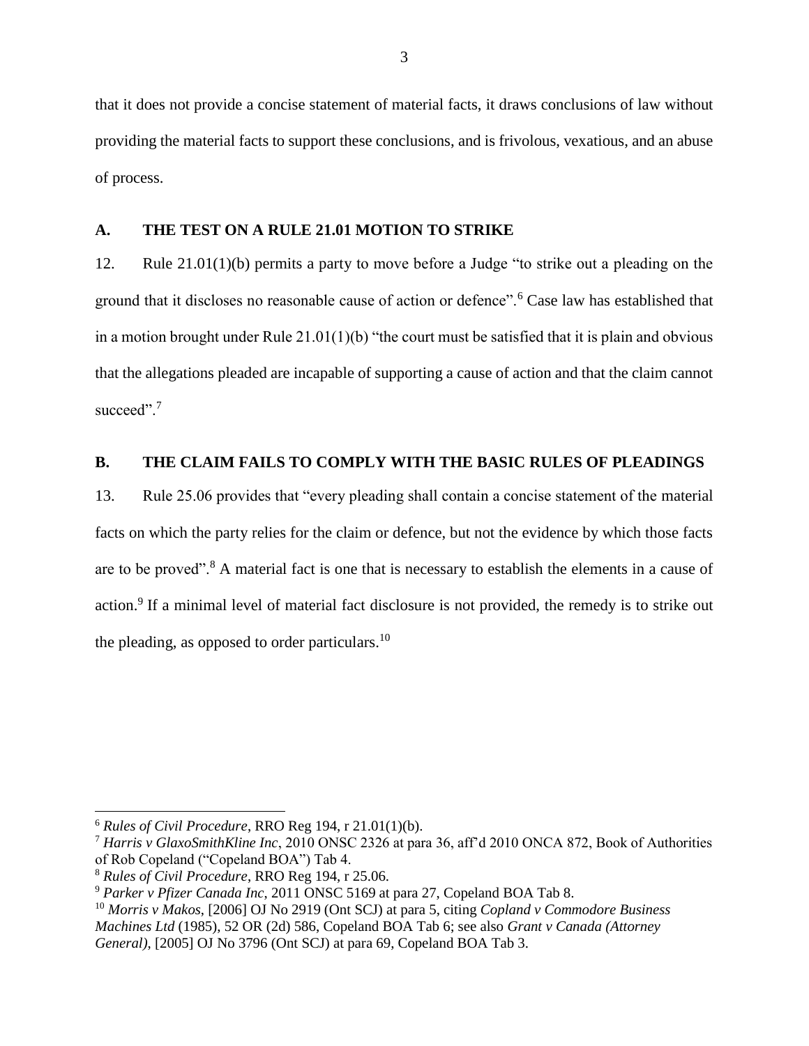that it does not provide a concise statement of material facts, it draws conclusions of law without providing the material facts to support these conclusions, and is frivolous, vexatious, and an abuse of process.

### A. THE TEST ON A RULE 21.01 MOTION TO STRIKE

12. Rule 21.01(1)(b) permits a party to move before a Judge "to strike out a pleading on the ground that it discloses no reasonable cause of action or defence".[6] Case law has established that in a motion brought under Rule 21.01(1)(b) "the court must be satisfied that it is plain and obvious that the allegations pleaded are incapable of supporting a cause of action and that the claim cannot succeed".[7]

### B. THE CLAIM FAILS TO COMPLY WITH THE BASIC RULES OF PLEADINGS

13. Rule 25.06 provides that "every pleading shall contain a concise statement of the material facts on which the party relies for the claim or defence, but not the evidence by which those facts are to be proved".[8] A material fact is one that is necessary to establish the elements in a cause of action.[9] If a minimal level of material fact disclosure is not provided, the remedy is to strike out the pleading, as opposed to order particulars.[10]

---

[6] *Rules of Civil Procedure*, RRO Reg 194, r 21.01(1)(b).

[7] *Harris v GlaxoSmithKline Inc*, 2010 ONSC 2326 at para 36, aff'd 2010 ONCA 872, Book of Authorities of Rob Copeland ("Copeland BOA") Tab 4.

[8] *Rules of Civil Procedure*, RRO Reg 194, r 25.06.

[9] *Parker v Pfizer Canada Inc*, 2011 ONSC 5169 at para 27, Copeland BOA Tab 8.

[10] *Morris v Makos*, [2006] OJ No 2919 (Ont SCJ) at para 5, citing *Copland v Commodore Business Machines Ltd* (1985), 52 OR (2d) 586, Copeland BOA Tab 6; see also *Grant v Canada (Attorney General)*, [2005] OJ No 3796 (Ont SCJ) at para 69, Copeland BOA Tab 3.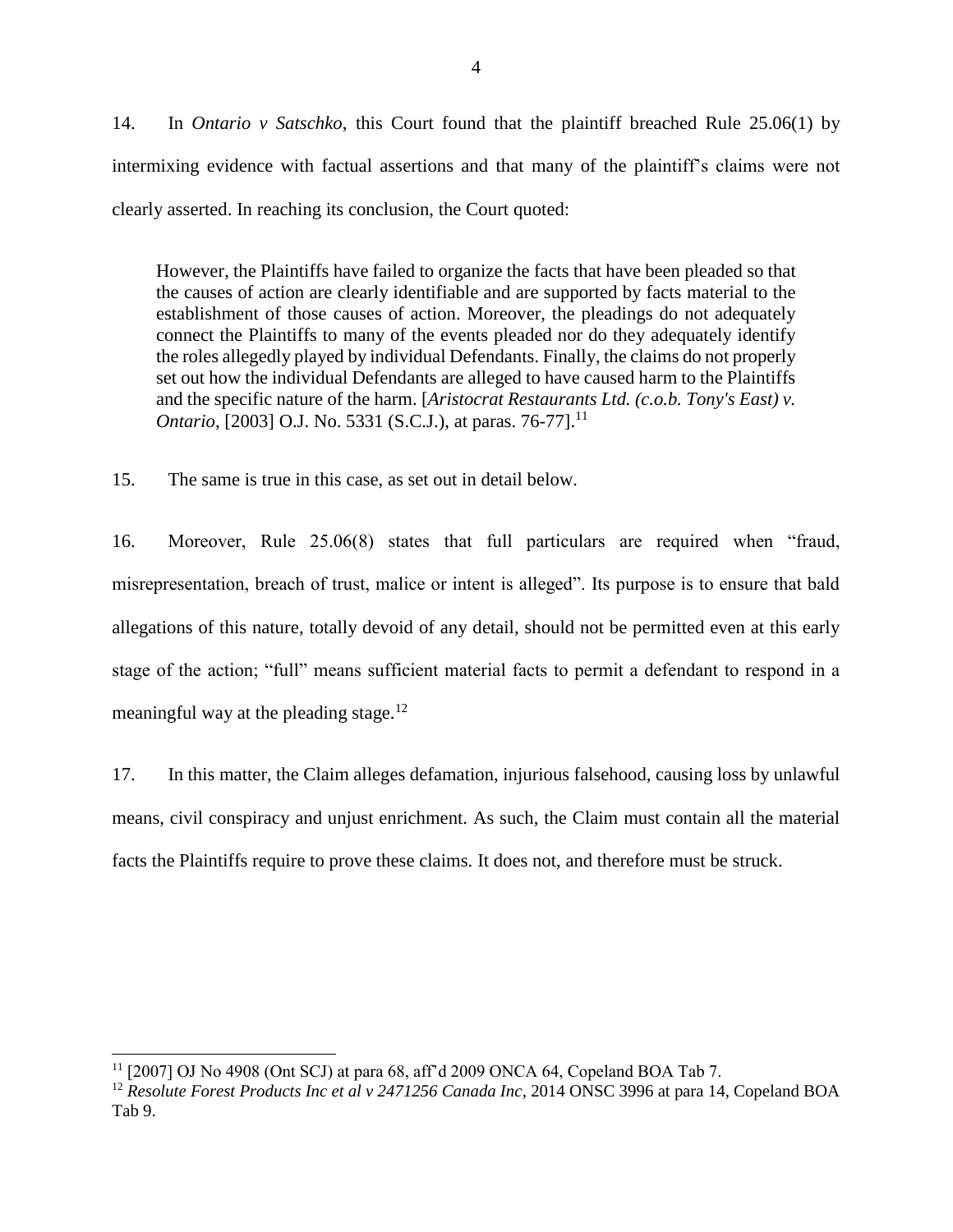14. In *Ontario v Satschko*, this Court found that the plaintiff breached Rule 25.06(1) by intermixing evidence with factual assertions and that many of the plaintiff's claims were not clearly asserted. In reaching its conclusion, the Court quoted:

> However, the Plaintiffs have failed to organize the facts that have been pleaded so that the causes of action are clearly identifiable and are supported by facts material to the establishment of those causes of action. Moreover, the pleadings do not adequately connect the Plaintiffs to many of the events pleaded nor do they adequately identify the roles allegedly played by individual Defendants. Finally, the claims do not properly set out how the individual Defendants are alleged to have caused harm to the Plaintiffs and the specific nature of the harm. [*Aristocrat Restaurants Ltd. (c.o.b. Tony's East) v. Ontario*, [2003] O.J. No. 5331 (S.C.J.), at paras. 76-77].[11]

15. The same is true in this case, as set out in detail below.

16. Moreover, Rule 25.06(8) states that full particulars are required when "fraud, misrepresentation, breach of trust, malice or intent is alleged". Its purpose is to ensure that bald allegations of this nature, totally devoid of any detail, should not be permitted even at this early stage of the action; "full" means sufficient material facts to permit a defendant to respond in a meaningful way at the pleading stage.[12]

17. In this matter, the Claim alleges defamation, injurious falsehood, causing loss by unlawful means, civil conspiracy and unjust enrichment. As such, the Claim must contain all the material facts the Plaintiffs require to prove these claims. It does not, and therefore must be struck.

---

[11] [2007] OJ No 4908 (Ont SCJ) at para 68, aff'd 2009 ONCA 64, Copeland BOA Tab 7.

[12] *Resolute Forest Products Inc et al v 2471256 Canada Inc*, 2014 ONSC 3996 at para 14, Copeland BOA Tab 9.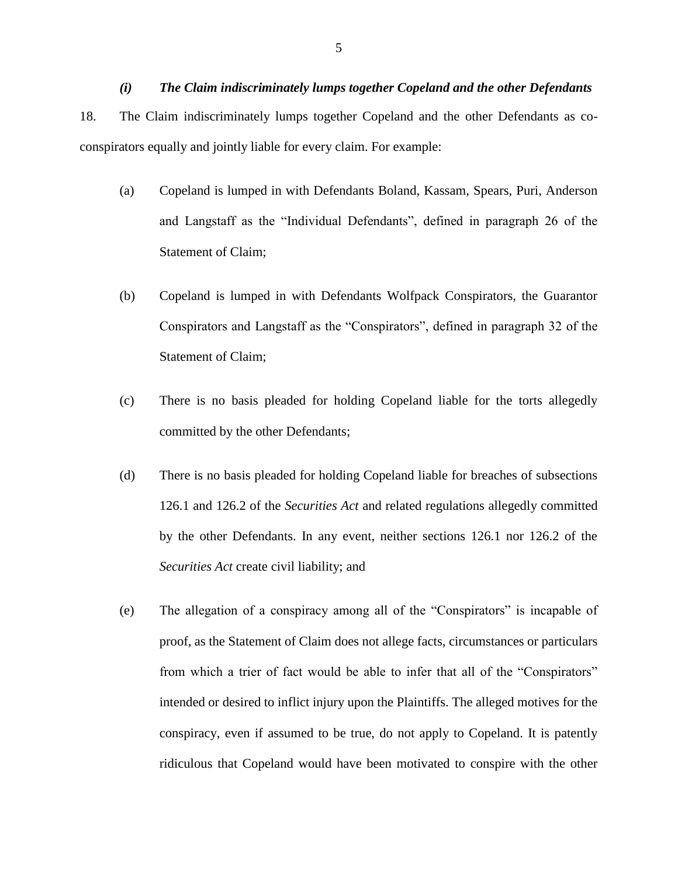### *(i) The Claim indiscriminately lumps together Copeland and the other Defendants*

18. The Claim indiscriminately lumps together Copeland and the other Defendants as co-conspirators equally and jointly liable for every claim. For example:

(a) Copeland is lumped in with Defendants Boland, Kassam, Spears, Puri, Anderson and Langstaff as the "Individual Defendants", defined in paragraph 26 of the Statement of Claim;

(b) Copeland is lumped in with Defendants Wolfpack Conspirators, the Guarantor Conspirators and Langstaff as the "Conspirators", defined in paragraph 32 of the Statement of Claim;

(c) There is no basis pleaded for holding Copeland liable for the torts allegedly committed by the other Defendants;

(d) There is no basis pleaded for holding Copeland liable for breaches of subsections 126.1 and 126.2 of the *Securities Act* and related regulations allegedly committed by the other Defendants. In any event, neither sections 126.1 nor 126.2 of the *Securities Act* create civil liability; and

(e) The allegation of a conspiracy among all of the "Conspirators" is incapable of proof, as the Statement of Claim does not allege facts, circumstances or particulars from which a trier of fact would be able to infer that all of the "Conspirators" intended or desired to inflict injury upon the Plaintiffs. The alleged motives for the conspiracy, even if assumed to be true, do not apply to Copeland. It is patently ridiculous that Copeland would have been motivated to conspire with the other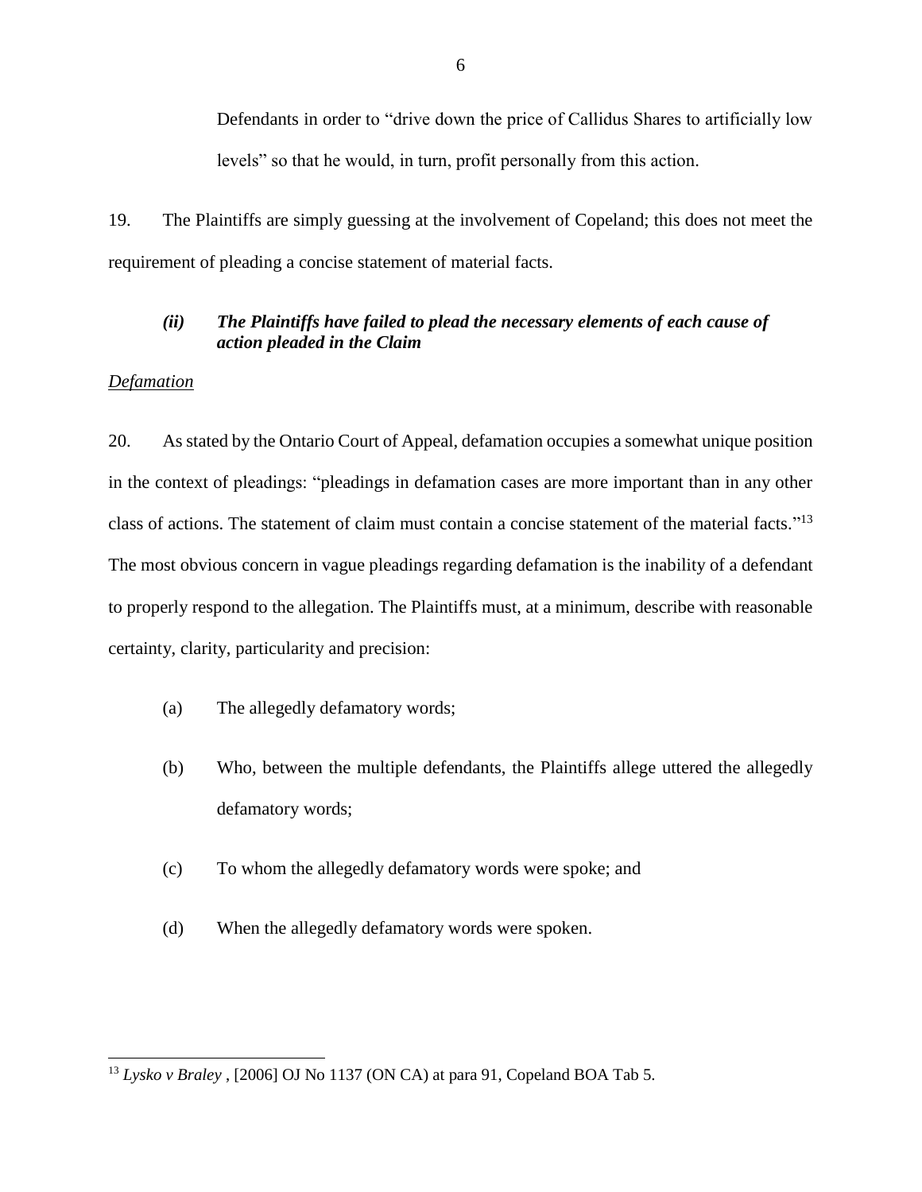Defendants in order to "drive down the price of Callidus Shares to artificially low levels" so that he would, in turn, profit personally from this action.

19. The Plaintiffs are simply guessing at the involvement of Copeland; this does not meet the requirement of pleading a concise statement of material facts.

### *(ii) The Plaintiffs have failed to plead the necessary elements of each cause of action pleaded in the Claim*

<u>*Defamation*</u>

20. As stated by the Ontario Court of Appeal, defamation occupies a somewhat unique position in the context of pleadings: "pleadings in defamation cases are more important than in any other class of actions. The statement of claim must contain a concise statement of the material facts."[13] The most obvious concern in vague pleadings regarding defamation is the inability of a defendant to properly respond to the allegation. The Plaintiffs must, at a minimum, describe with reasonable certainty, clarity, particularity and precision:

(a) The allegedly defamatory words;

(b) Who, between the multiple defendants, the Plaintiffs allege uttered the allegedly defamatory words;

(c) To whom the allegedly defamatory words were spoke; and

(d) When the allegedly defamatory words were spoken.

---

[13] *Lysko v Braley* , [2006] OJ No 1137 (ON CA) at para 91, Copeland BOA Tab 5.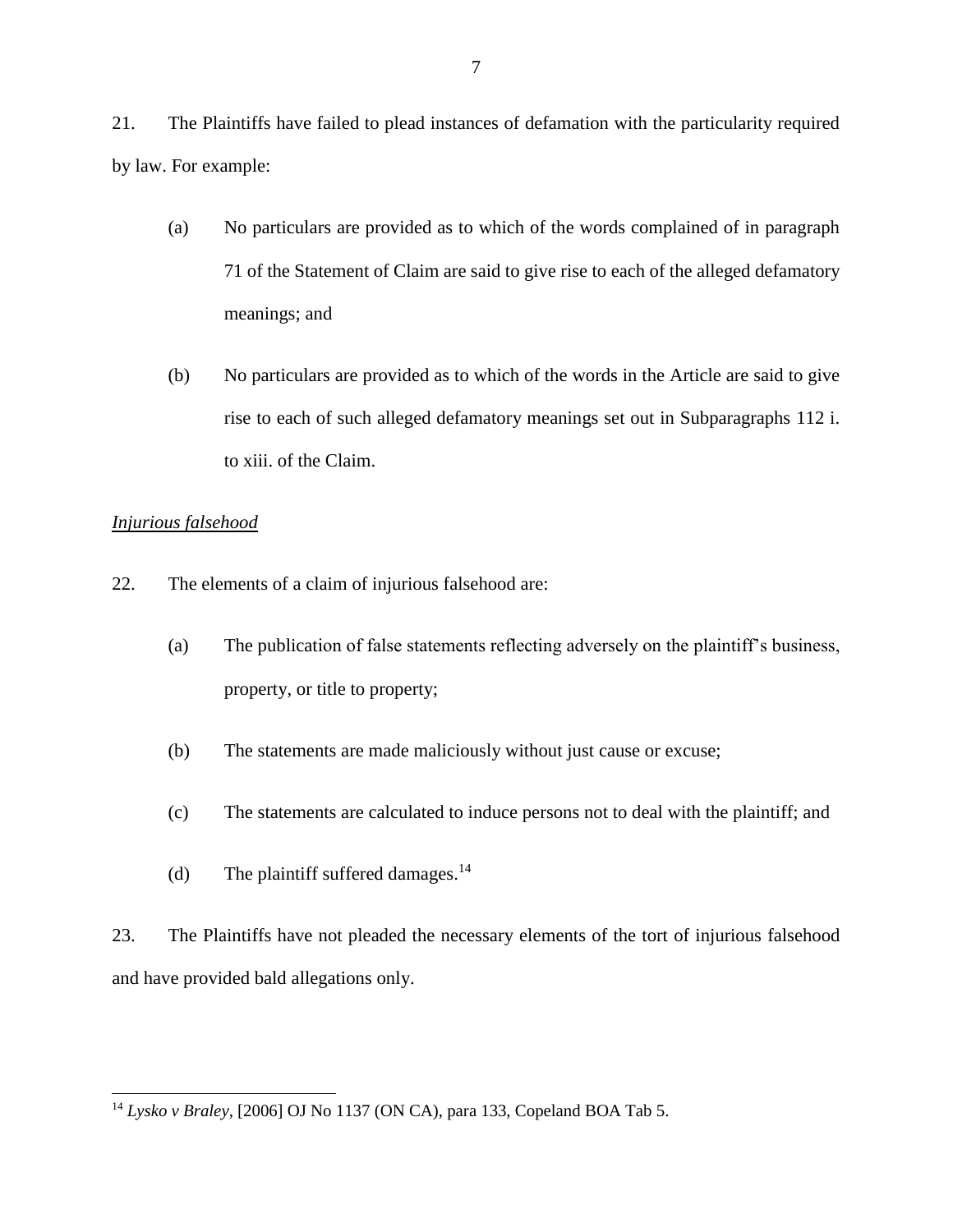21. The Plaintiffs have failed to plead instances of defamation with the particularity required by law. For example:

(a) No particulars are provided as to which of the words complained of in paragraph 71 of the Statement of Claim are said to give rise to each of the alleged defamatory meanings; and

(b) No particulars are provided as to which of the words in the Article are said to give rise to each of such alleged defamatory meanings set out in Subparagraphs 112 i. to xiii. of the Claim.

*Injurious falsehood*

22. The elements of a claim of injurious falsehood are:

(a) The publication of false statements reflecting adversely on the plaintiff's business, property, or title to property;

(b) The statements are made maliciously without just cause or excuse;

(c) The statements are calculated to induce persons not to deal with the plaintiff; and

(d) The plaintiff suffered damages.[14]

23. The Plaintiffs have not pleaded the necessary elements of the tort of injurious falsehood and have provided bald allegations only.

---

[14] *Lysko v Braley*, [2006] OJ No 1137 (ON CA), para 133, Copeland BOA Tab 5.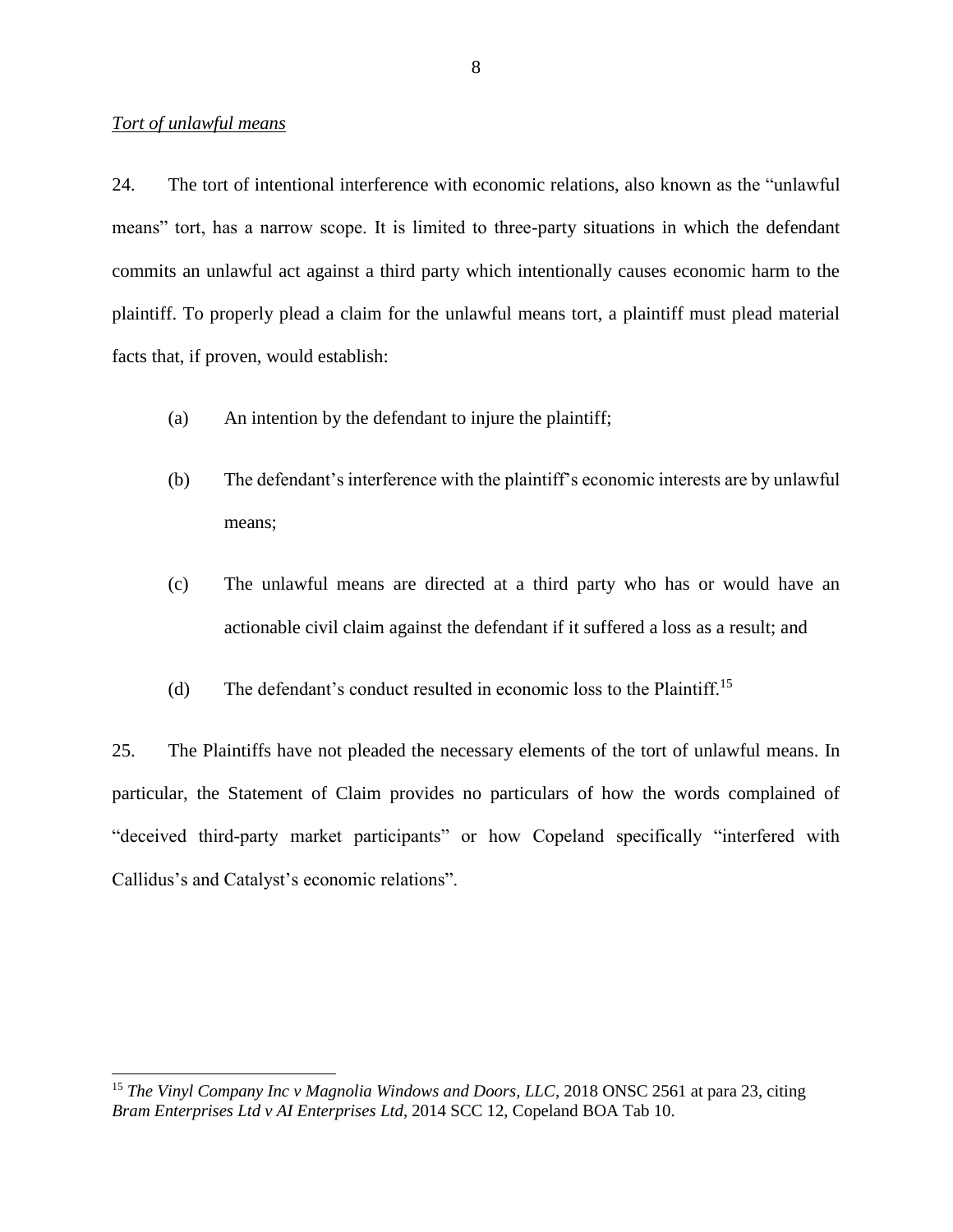*Tort of unlawful means*

24. The tort of intentional interference with economic relations, also known as the "unlawful means" tort, has a narrow scope. It is limited to three-party situations in which the defendant commits an unlawful act against a third party which intentionally causes economic harm to the plaintiff. To properly plead a claim for the unlawful means tort, a plaintiff must plead material facts that, if proven, would establish:

(a) An intention by the defendant to injure the plaintiff;

(b) The defendant's interference with the plaintiff's economic interests are by unlawful means;

(c) The unlawful means are directed at a third party who has or would have an actionable civil claim against the defendant if it suffered a loss as a result; and

(d) The defendant's conduct resulted in economic loss to the Plaintiff.[15]

25. The Plaintiffs have not pleaded the necessary elements of the tort of unlawful means. In particular, the Statement of Claim provides no particulars of how the words complained of "deceived third-party market participants" or how Copeland specifically "interfered with Callidus's and Catalyst's economic relations".

---

[15] *The Vinyl Company Inc v Magnolia Windows and Doors, LLC*, 2018 ONSC 2561 at para 23, citing *Bram Enterprises Ltd v AI Enterprises Ltd*, 2014 SCC 12, Copeland BOA Tab 10.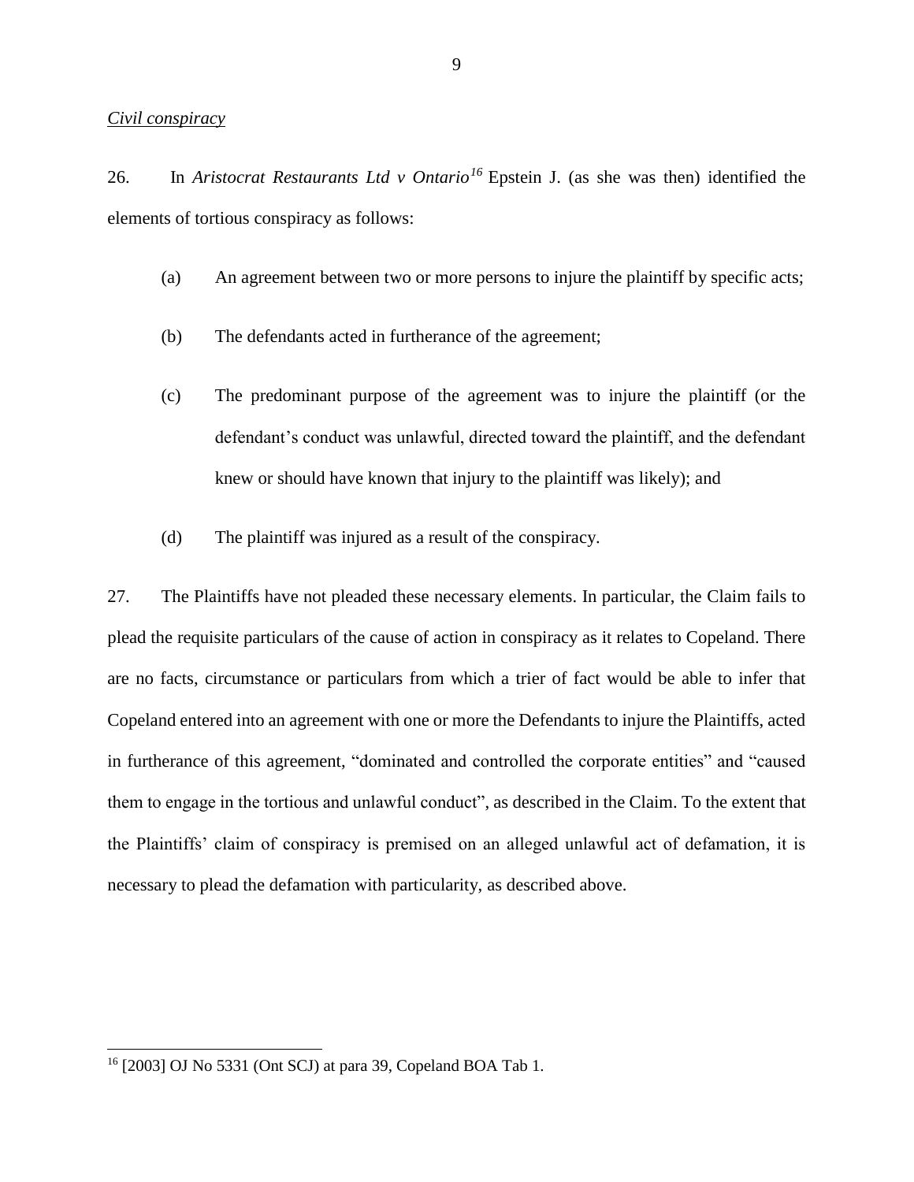_Civil conspiracy_

26. In *Aristocrat Restaurants Ltd v Ontario*[16] Epstein J. (as she was then) identified the elements of tortious conspiracy as follows:

(a) An agreement between two or more persons to injure the plaintiff by specific acts;

(b) The defendants acted in furtherance of the agreement;

(c) The predominant purpose of the agreement was to injure the plaintiff (or the defendant's conduct was unlawful, directed toward the plaintiff, and the defendant knew or should have known that injury to the plaintiff was likely); and

(d) The plaintiff was injured as a result of the conspiracy.

27. The Plaintiffs have not pleaded these necessary elements. In particular, the Claim fails to plead the requisite particulars of the cause of action in conspiracy as it relates to Copeland. There are no facts, circumstance or particulars from which a trier of fact would be able to infer that Copeland entered into an agreement with one or more the Defendants to injure the Plaintiffs, acted in furtherance of this agreement, "dominated and controlled the corporate entities" and "caused them to engage in the tortious and unlawful conduct", as described in the Claim. To the extent that the Plaintiffs' claim of conspiracy is premised on an alleged unlawful act of defamation, it is necessary to plead the defamation with particularity, as described above.

---

[16] [2003] OJ No 5331 (Ont SCJ) at para 39, Copeland BOA Tab 1.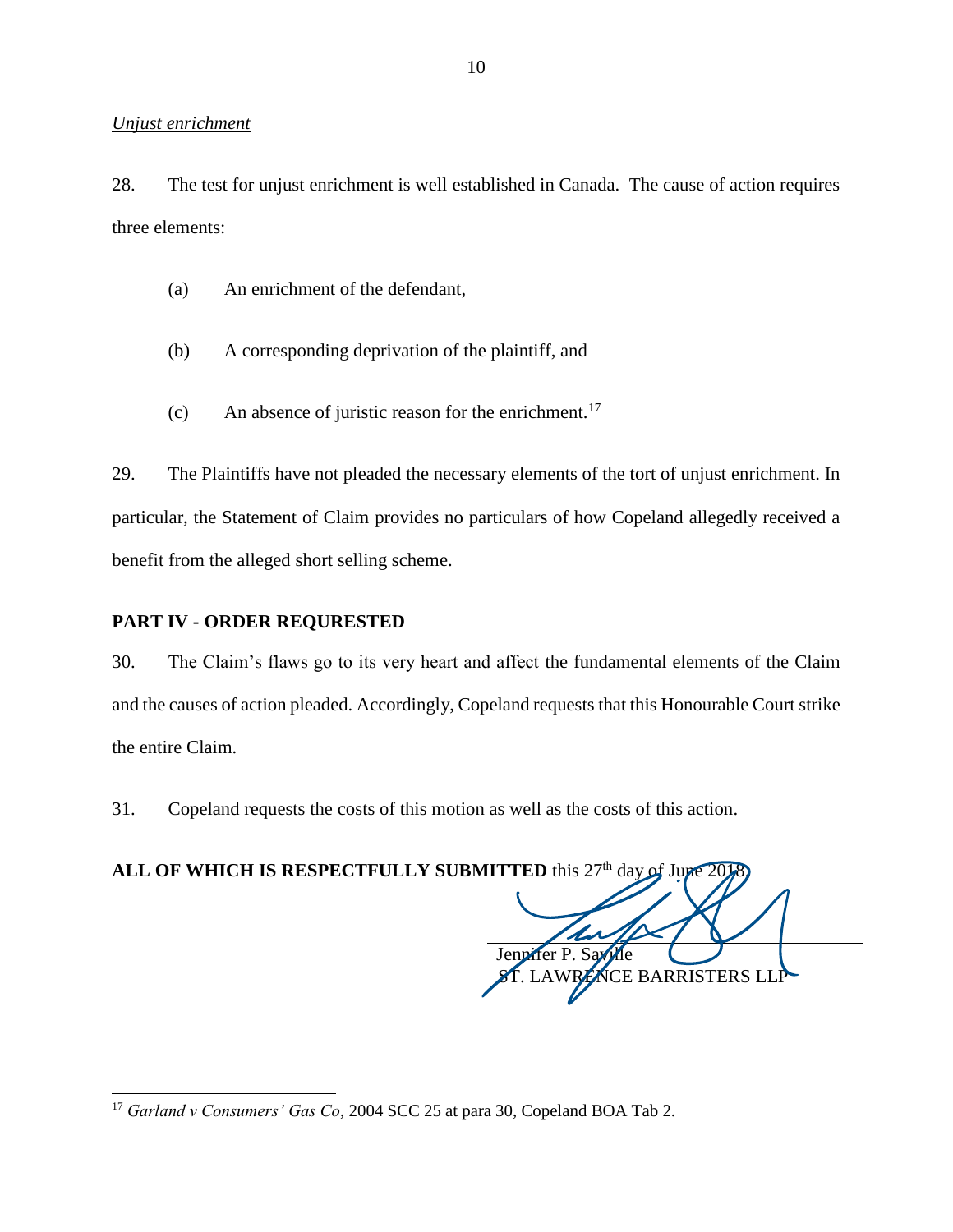*Unjust enrichment*

28. The test for unjust enrichment is well established in Canada. The cause of action requires three elements:

(a) An enrichment of the defendant,

(b) A corresponding deprivation of the plaintiff, and

(c) An absence of juristic reason for the enrichment.[17]

29. The Plaintiffs have not pleaded the necessary elements of the tort of unjust enrichment. In particular, the Statement of Claim provides no particulars of how Copeland allegedly received a benefit from the alleged short selling scheme.

**PART IV - ORDER REQURESTED**

30. The Claim's flaws go to its very heart and affect the fundamental elements of the Claim and the causes of action pleaded. Accordingly, Copeland requests that this Honourable Court strike the entire Claim.

31. Copeland requests the costs of this motion as well as the costs of this action.

**ALL OF WHICH IS RESPECTFULLY SUBMITTED** this 27th day of June 2018.

Jennifer P. Saville
ST. LAWRENCE BARRISTERS LLP

---

[17] *Garland v Consumers' Gas Co*, 2004 SCC 25 at para 30, Copeland BOA Tab 2.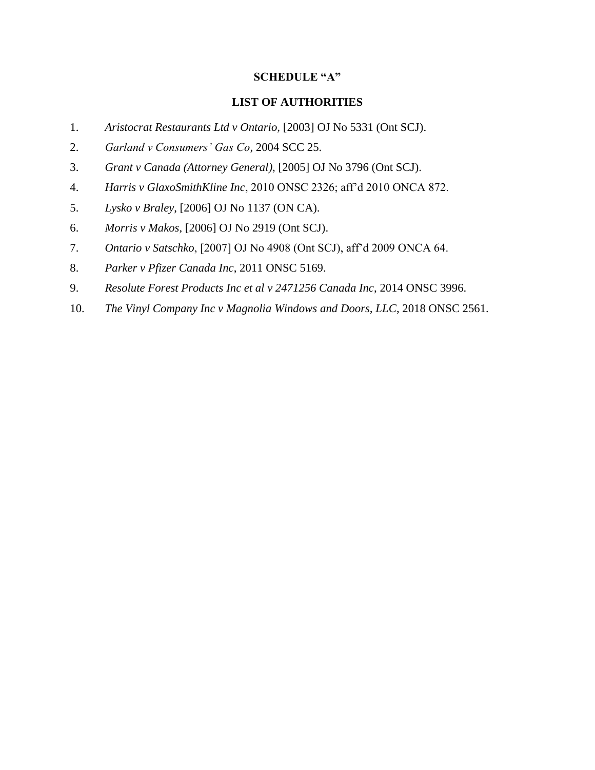**SCHEDULE "A"**

**LIST OF AUTHORITIES**

1. *Aristocrat Restaurants Ltd v Ontario,* [2003] OJ No 5331 (Ont SCJ).
2. *Garland v Consumers' Gas Co*, 2004 SCC 25.
3. *Grant v Canada (Attorney General)*, [2005] OJ No 3796 (Ont SCJ).
4. *Harris v GlaxoSmithKline Inc*, 2010 ONSC 2326; aff'd 2010 ONCA 872.
5. *Lysko v Braley*, [2006] OJ No 1137 (ON CA).
6. *Morris v Makos*, [2006] OJ No 2919 (Ont SCJ).
7. *Ontario v Satschko*, [2007] OJ No 4908 (Ont SCJ), aff'd 2009 ONCA 64.
8. *Parker v Pfizer Canada Inc*, 2011 ONSC 5169.
9. *Resolute Forest Products Inc et al v 2471256 Canada Inc*, 2014 ONSC 3996.
10. *The Vinyl Company Inc v Magnolia Windows and Doors, LLC*, 2018 ONSC 2561.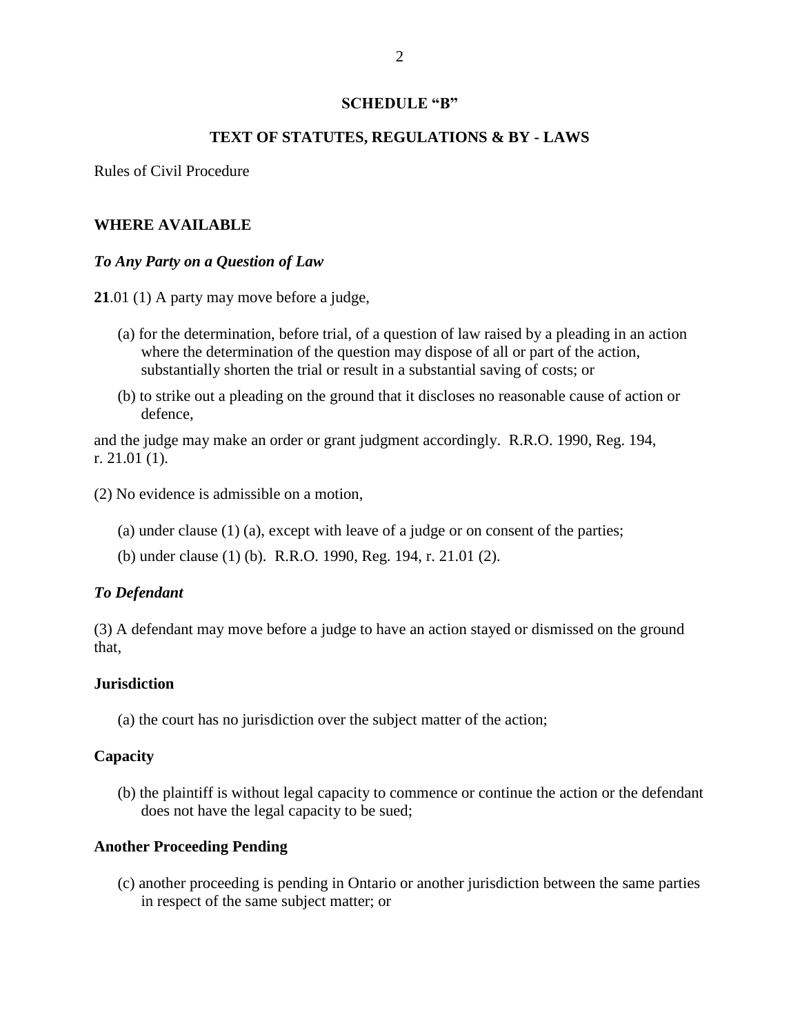**SCHEDULE "B"**

**TEXT OF STATUTES, REGULATIONS & BY - LAWS**

Rules of Civil Procedure

**WHERE AVAILABLE**

***To Any Party on a Question of Law***

**21**.01 (1) A party may move before a judge,

(a) for the determination, before trial, of a question of law raised by a pleading in an action where the determination of the question may dispose of all or part of the action, substantially shorten the trial or result in a substantial saving of costs; or

(b) to strike out a pleading on the ground that it discloses no reasonable cause of action or defence,

and the judge may make an order or grant judgment accordingly. R.R.O. 1990, Reg. 194, r. 21.01 (1).

(2) No evidence is admissible on a motion,

(a) under clause (1) (a), except with leave of a judge or on consent of the parties;

(b) under clause (1) (b). R.R.O. 1990, Reg. 194, r. 21.01 (2).

***To Defendant***

(3) A defendant may move before a judge to have an action stayed or dismissed on the ground that,

**Jurisdiction**

(a) the court has no jurisdiction over the subject matter of the action;

**Capacity**

(b) the plaintiff is without legal capacity to commence or continue the action or the defendant does not have the legal capacity to be sued;

**Another Proceeding Pending**

(c) another proceeding is pending in Ontario or another jurisdiction between the same parties in respect of the same subject matter; or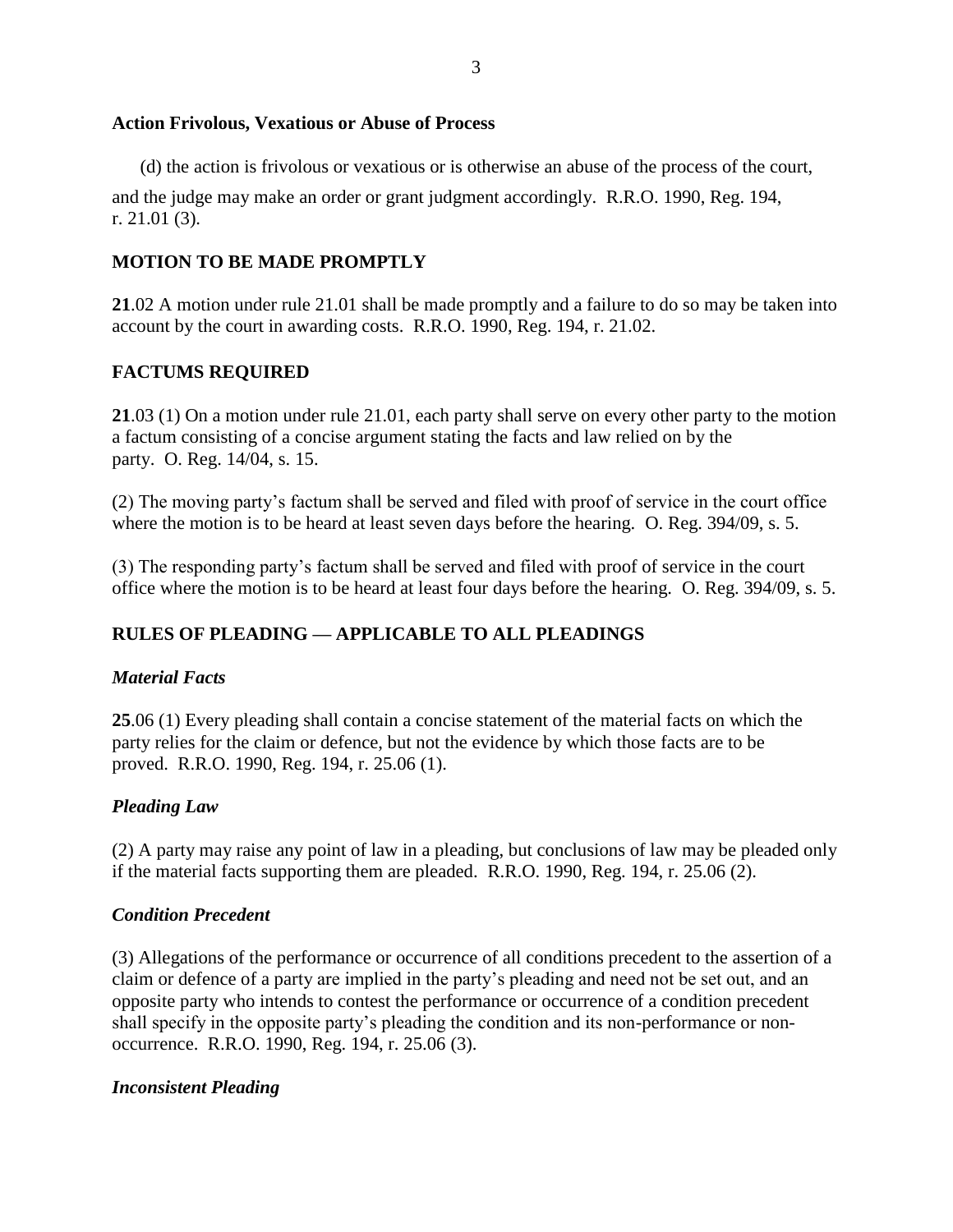**Action Frivolous, Vexatious or Abuse of Process**

(d) the action is frivolous or vexatious or is otherwise an abuse of the process of the court,

and the judge may make an order or grant judgment accordingly. R.R.O. 1990, Reg. 194, r. 21.01 (3).

**MOTION TO BE MADE PROMPTLY**

**21**.02 A motion under rule 21.01 shall be made promptly and a failure to do so may be taken into account by the court in awarding costs. R.R.O. 1990, Reg. 194, r. 21.02.

**FACTUMS REQUIRED**

**21**.03 (1) On a motion under rule 21.01, each party shall serve on every other party to the motion a factum consisting of a concise argument stating the facts and law relied on by the party. O. Reg. 14/04, s. 15.

(2) The moving party's factum shall be served and filed with proof of service in the court office where the motion is to be heard at least seven days before the hearing. O. Reg. 394/09, s. 5.

(3) The responding party's factum shall be served and filed with proof of service in the court office where the motion is to be heard at least four days before the hearing. O. Reg. 394/09, s. 5.

**RULES OF PLEADING — APPLICABLE TO ALL PLEADINGS**

***Material Facts***

**25**.06 (1) Every pleading shall contain a concise statement of the material facts on which the party relies for the claim or defence, but not the evidence by which those facts are to be proved. R.R.O. 1990, Reg. 194, r. 25.06 (1).

***Pleading Law***

(2) A party may raise any point of law in a pleading, but conclusions of law may be pleaded only if the material facts supporting them are pleaded. R.R.O. 1990, Reg. 194, r. 25.06 (2).

***Condition Precedent***

(3) Allegations of the performance or occurrence of all conditions precedent to the assertion of a claim or defence of a party are implied in the party's pleading and need not be set out, and an opposite party who intends to contest the performance or occurrence of a condition precedent shall specify in the opposite party's pleading the condition and its non-performance or non-occurrence. R.R.O. 1990, Reg. 194, r. 25.06 (3).

***Inconsistent Pleading***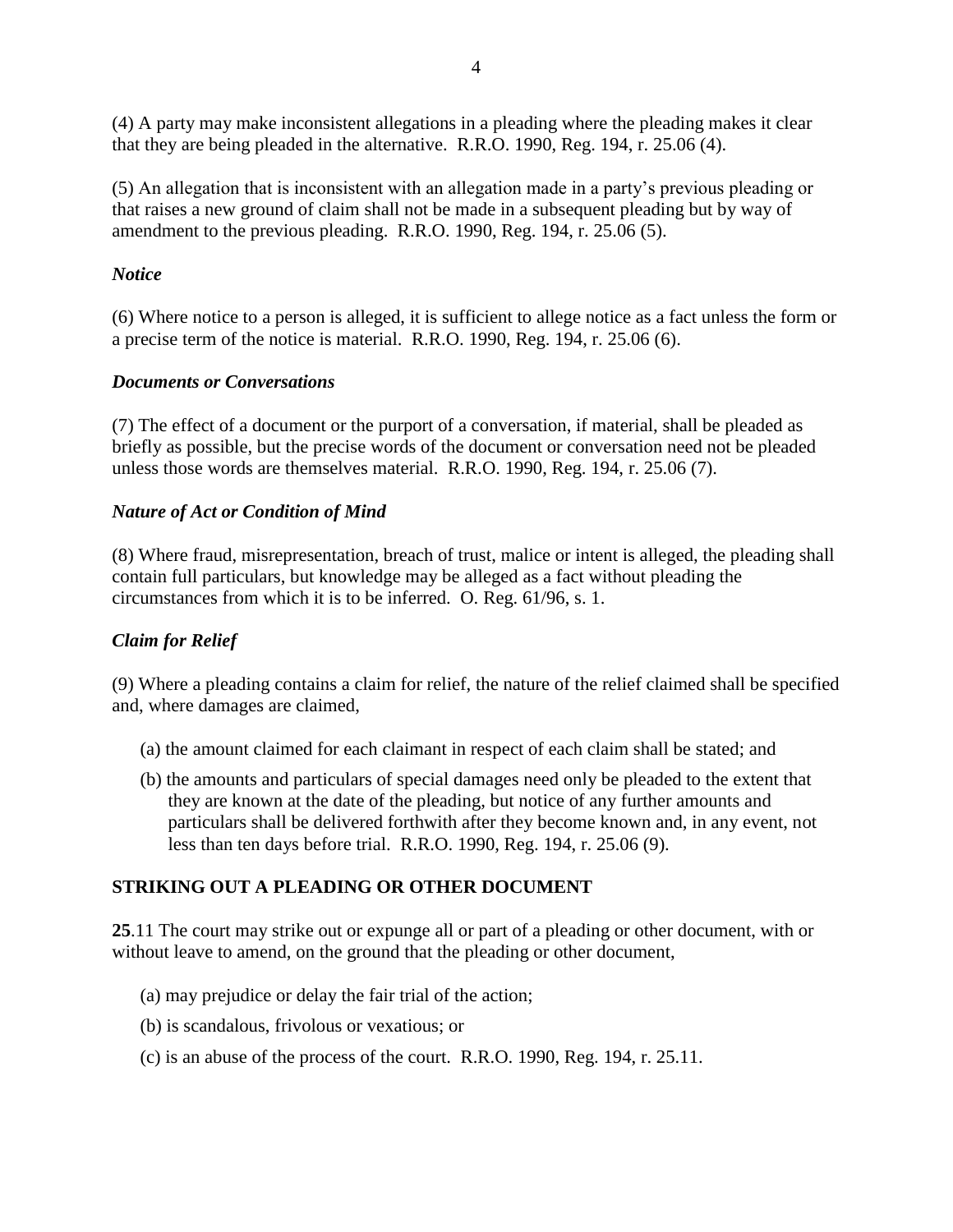(4) A party may make inconsistent allegations in a pleading where the pleading makes it clear that they are being pleaded in the alternative. R.R.O. 1990, Reg. 194, r. 25.06 (4).

(5) An allegation that is inconsistent with an allegation made in a party's previous pleading or that raises a new ground of claim shall not be made in a subsequent pleading but by way of amendment to the previous pleading. R.R.O. 1990, Reg. 194, r. 25.06 (5).

***Notice***

(6) Where notice to a person is alleged, it is sufficient to allege notice as a fact unless the form or a precise term of the notice is material. R.R.O. 1990, Reg. 194, r. 25.06 (6).

***Documents or Conversations***

(7) The effect of a document or the purport of a conversation, if material, shall be pleaded as briefly as possible, but the precise words of the document or conversation need not be pleaded unless those words are themselves material. R.R.O. 1990, Reg. 194, r. 25.06 (7).

***Nature of Act or Condition of Mind***

(8) Where fraud, misrepresentation, breach of trust, malice or intent is alleged, the pleading shall contain full particulars, but knowledge may be alleged as a fact without pleading the circumstances from which it is to be inferred. O. Reg. 61/96, s. 1.

***Claim for Relief***

(9) Where a pleading contains a claim for relief, the nature of the relief claimed shall be specified and, where damages are claimed,

(a) the amount claimed for each claimant in respect of each claim shall be stated; and

(b) the amounts and particulars of special damages need only be pleaded to the extent that they are known at the date of the pleading, but notice of any further amounts and particulars shall be delivered forthwith after they become known and, in any event, not less than ten days before trial. R.R.O. 1990, Reg. 194, r. 25.06 (9).

**STRIKING OUT A PLEADING OR OTHER DOCUMENT**

**25**.11 The court may strike out or expunge all or part of a pleading or other document, with or without leave to amend, on the ground that the pleading or other document,

(a) may prejudice or delay the fair trial of the action;

(b) is scandalous, frivolous or vexatious; or

(c) is an abuse of the process of the court. R.R.O. 1990, Reg. 194, r. 25.11.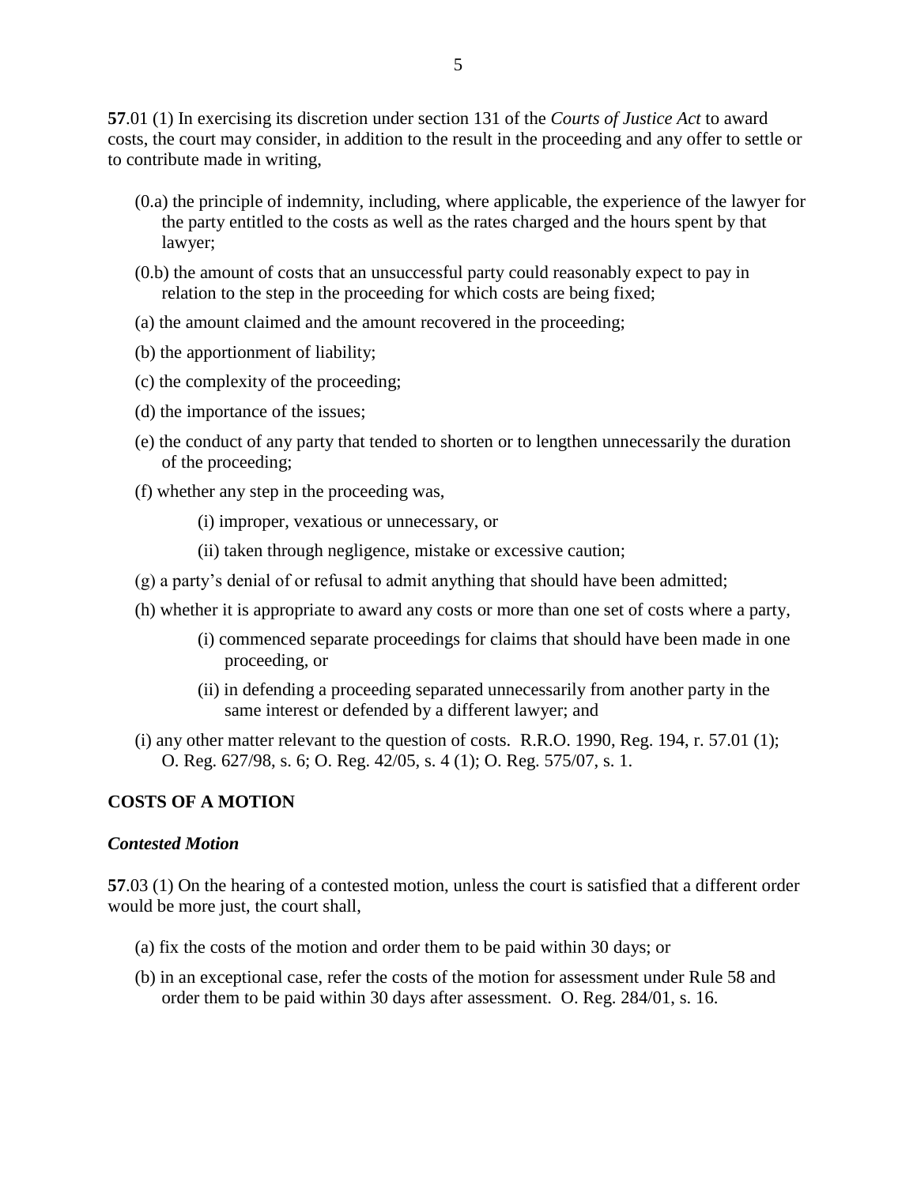**57**.01 (1) In exercising its discretion under section 131 of the *Courts of Justice Act* to award costs, the court may consider, in addition to the result in the proceeding and any offer to settle or to contribute made in writing,

(0.a) the principle of indemnity, including, where applicable, the experience of the lawyer for the party entitled to the costs as well as the rates charged and the hours spent by that lawyer;

(0.b) the amount of costs that an unsuccessful party could reasonably expect to pay in relation to the step in the proceeding for which costs are being fixed;

(a) the amount claimed and the amount recovered in the proceeding;

(b) the apportionment of liability;

(c) the complexity of the proceeding;

(d) the importance of the issues;

(e) the conduct of any party that tended to shorten or to lengthen unnecessarily the duration of the proceeding;

(f) whether any step in the proceeding was,

(i) improper, vexatious or unnecessary, or

(ii) taken through negligence, mistake or excessive caution;

(g) a party's denial of or refusal to admit anything that should have been admitted;

(h) whether it is appropriate to award any costs or more than one set of costs where a party,

(i) commenced separate proceedings for claims that should have been made in one proceeding, or

(ii) in defending a proceeding separated unnecessarily from another party in the same interest or defended by a different lawyer; and

(i) any other matter relevant to the question of costs. R.R.O. 1990, Reg. 194, r. 57.01 (1); O. Reg. 627/98, s. 6; O. Reg. 42/05, s. 4 (1); O. Reg. 575/07, s. 1.

## COSTS OF A MOTION

### *Contested Motion*

**57**.03 (1) On the hearing of a contested motion, unless the court is satisfied that a different order would be more just, the court shall,

(a) fix the costs of the motion and order them to be paid within 30 days; or

(b) in an exceptional case, refer the costs of the motion for assessment under Rule 58 and order them to be paid within 30 days after assessment. O. Reg. 284/01, s. 16.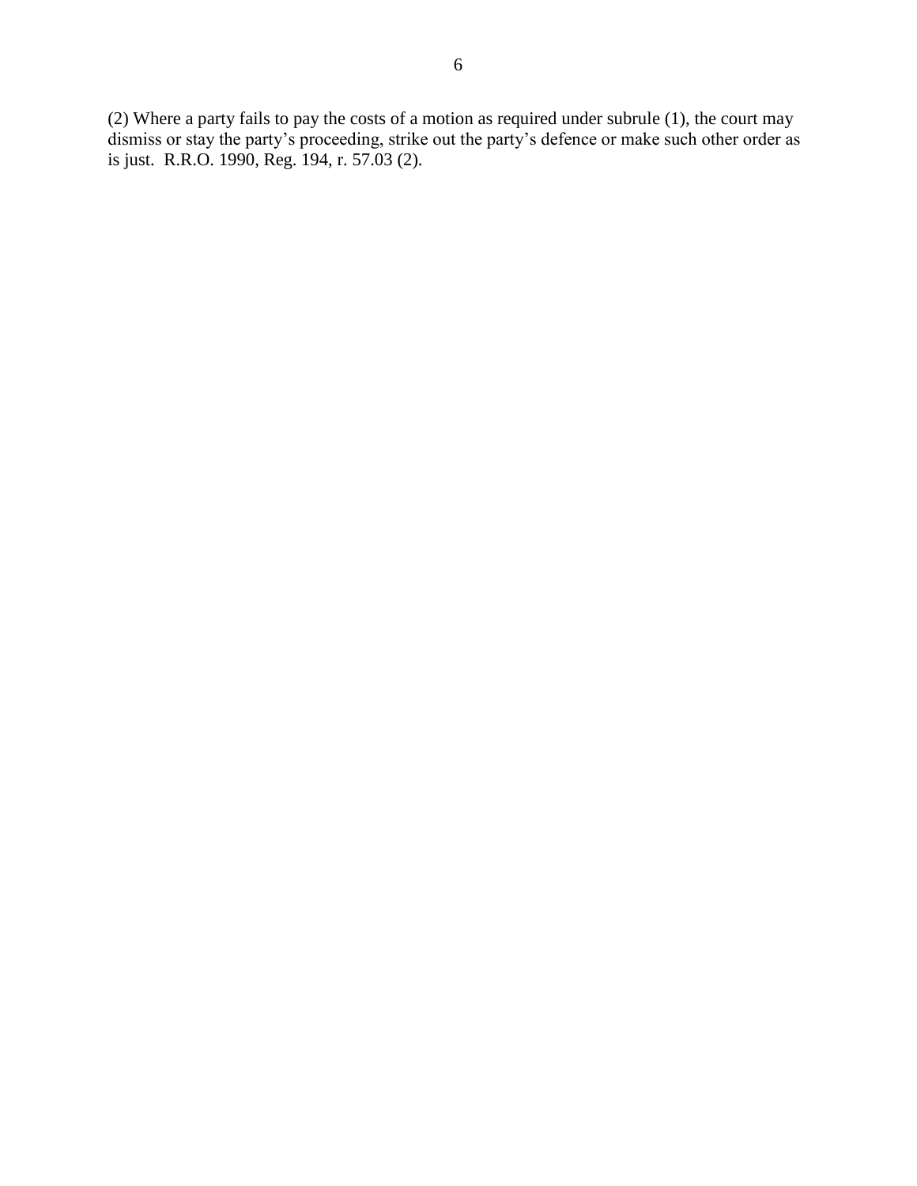(2) Where a party fails to pay the costs of a motion as required under subrule (1), the court may dismiss or stay the party's proceeding, strike out the party's defence or make such other order as is just. R.R.O. 1990, Reg. 194, r. 57.03 (2).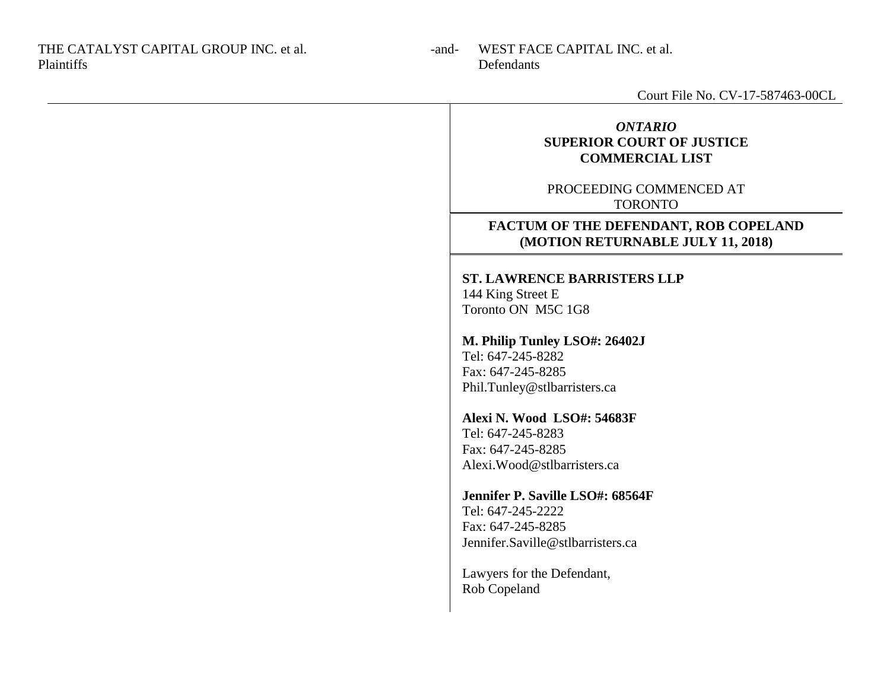THE CATALYST CAPITAL GROUP INC. et al.
Plaintiffs

-and-

WEST FACE CAPITAL INC. et al.
Defendants

Court File No. CV-17-587463-00CL

***ONTARIO***
**SUPERIOR COURT OF JUSTICE**
**COMMERCIAL LIST**

PROCEEDING COMMENCED AT
TORONTO

**FACTUM OF THE DEFENDANT, ROB COPELAND**
**(MOTION RETURNABLE JULY 11, 2018)**

**ST. LAWRENCE BARRISTERS LLP**
144 King Street E
Toronto ON M5C 1G8

**M. Philip Tunley LSO#: 26402J**
Tel: 647-245-8282
Fax: 647-245-8285
Phil.Tunley@stlbarristers.ca

**Alexi N. Wood LSO#: 54683F**
Tel: 647-245-8283
Fax: 647-245-8285
Alexi.Wood@stlbarristers.ca

**Jennifer P. Saville LSO#: 68564F**
Tel: 647-245-2222
Fax: 647-245-8285
Jennifer.Saville@stlbarristers.ca

Lawyers for the Defendant,
Rob Copeland